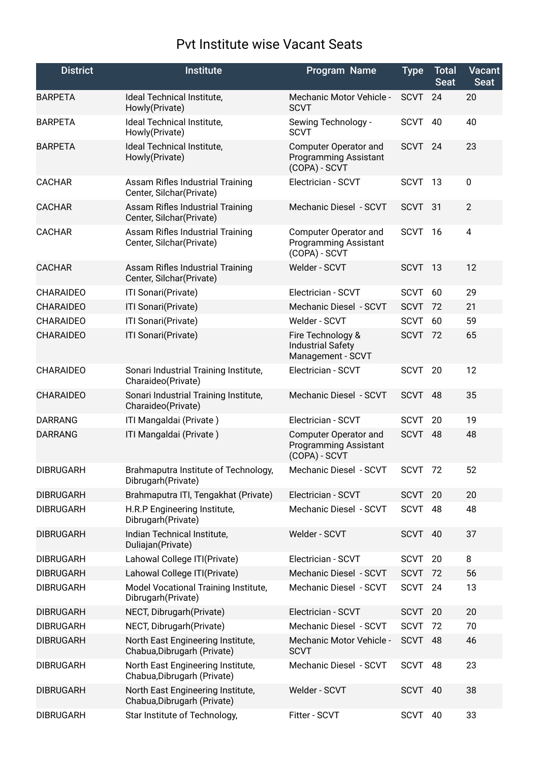# Pvt Institute wise Vacant Seats

| District | Institute | Program Name | Type | Total Seat | Vacant Seat |
|---|---|---|---|---|---|
| BARPETA | Ideal Technical Institute, Howly(Private) | Mechanic Motor Vehicle - SCVT | SCVT | 24 | 20 |
| BARPETA | Ideal Technical Institute, Howly(Private) | Sewing Technology - SCVT | SCVT | 40 | 40 |
| BARPETA | Ideal Technical Institute, Howly(Private) | Computer Operator and Programming Assistant (COPA) - SCVT | SCVT | 24 | 23 |
| CACHAR | Assam Rifles Industrial Training Center, Silchar(Private) | Electrician - SCVT | SCVT | 13 | 0 |
| CACHAR | Assam Rifles Industrial Training Center, Silchar(Private) | Mechanic Diesel - SCVT | SCVT | 31 | 2 |
| CACHAR | Assam Rifles Industrial Training Center, Silchar(Private) | Computer Operator and Programming Assistant (COPA) - SCVT | SCVT | 16 | 4 |
| CACHAR | Assam Rifles Industrial Training Center, Silchar(Private) | Welder - SCVT | SCVT | 13 | 12 |
| CHARAIDEO | ITI Sonari(Private) | Electrician - SCVT | SCVT | 60 | 29 |
| CHARAIDEO | ITI Sonari(Private) | Mechanic Diesel - SCVT | SCVT | 72 | 21 |
| CHARAIDEO | ITI Sonari(Private) | Welder - SCVT | SCVT | 60 | 59 |
| CHARAIDEO | ITI Sonari(Private) | Fire Technology & Industrial Safety Management - SCVT | SCVT | 72 | 65 |
| CHARAIDEO | Sonari Industrial Training Institute, Charaideo(Private) | Electrician - SCVT | SCVT | 20 | 12 |
| CHARAIDEO | Sonari Industrial Training Institute, Charaideo(Private) | Mechanic Diesel - SCVT | SCVT | 48 | 35 |
| DARRANG | ITI Mangaldai (Private ) | Electrician - SCVT | SCVT | 20 | 19 |
| DARRANG | ITI Mangaldai (Private ) | Computer Operator and Programming Assistant (COPA) - SCVT | SCVT | 48 | 48 |
| DIBRUGARH | Brahmaputra Institute of Technology, Dibrugarh(Private) | Mechanic Diesel - SCVT | SCVT | 72 | 52 |
| DIBRUGARH | Brahmaputra ITI, Tengakhat (Private) | Electrician - SCVT | SCVT | 20 | 20 |
| DIBRUGARH | H.R.P Engineering Institute, Dibrugarh(Private) | Mechanic Diesel - SCVT | SCVT | 48 | 48 |
| DIBRUGARH | Indian Technical Institute, Duliajan(Private) | Welder - SCVT | SCVT | 40 | 37 |
| DIBRUGARH | Lahowal College ITI(Private) | Electrician - SCVT | SCVT | 20 | 8 |
| DIBRUGARH | Lahowal College ITI(Private) | Mechanic Diesel - SCVT | SCVT | 72 | 56 |
| DIBRUGARH | Model Vocational Training Institute, Dibrugarh(Private) | Mechanic Diesel - SCVT | SCVT | 24 | 13 |
| DIBRUGARH | NECT, Dibrugarh(Private) | Electrician - SCVT | SCVT | 20 | 20 |
| DIBRUGARH | NECT, Dibrugarh(Private) | Mechanic Diesel - SCVT | SCVT | 72 | 70 |
| DIBRUGARH | North East Engineering Institute, Chabua,Dibrugarh (Private) | Mechanic Motor Vehicle - SCVT | SCVT | 48 | 46 |
| DIBRUGARH | North East Engineering Institute, Chabua,Dibrugarh (Private) | Mechanic Diesel - SCVT | SCVT | 48 | 23 |
| DIBRUGARH | North East Engineering Institute, Chabua,Dibrugarh (Private) | Welder - SCVT | SCVT | 40 | 38 |
| DIBRUGARH | Star Institute of Technology, | Fitter - SCVT | SCVT | 40 | 33 |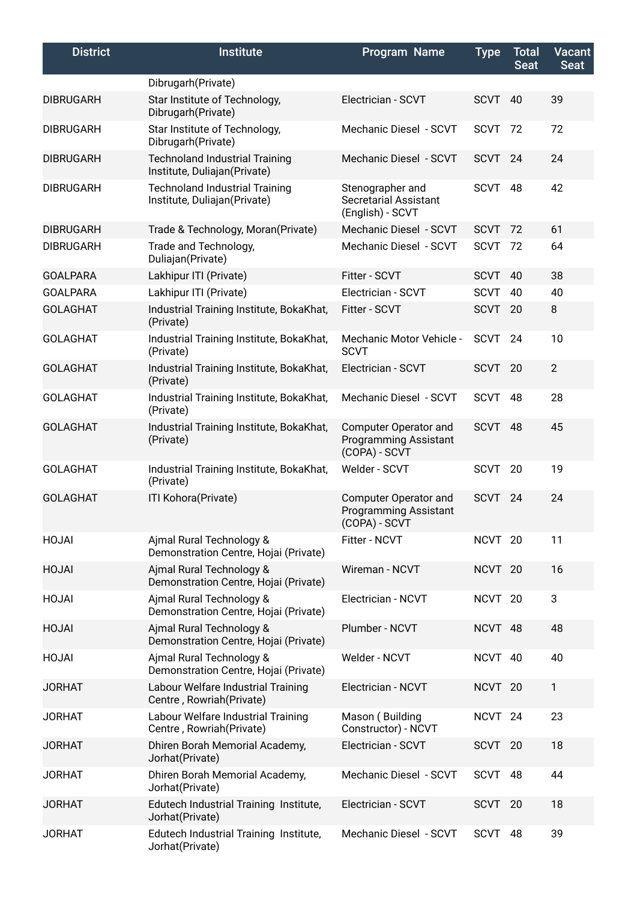| District | Institute | Program Name | Type | Total Seat | Vacant Seat |
|---|---|---|---|---|---|
| | Dibrugarh(Private) | | | | |
| DIBRUGARH | Star Institute of Technology, Dibrugarh(Private) | Electrician - SCVT | SCVT | 40 | 39 |
| DIBRUGARH | Star Institute of Technology, Dibrugarh(Private) | Mechanic Diesel - SCVT | SCVT | 72 | 72 |
| DIBRUGARH | Technoland Industrial Training Institute, Duliajan(Private) | Mechanic Diesel - SCVT | SCVT | 24 | 24 |
| DIBRUGARH | Technoland Industrial Training Institute, Duliajan(Private) | Stenographer and Secretarial Assistant (English) - SCVT | SCVT | 48 | 42 |
| DIBRUGARH | Trade & Technology, Moran(Private) | Mechanic Diesel - SCVT | SCVT | 72 | 61 |
| DIBRUGARH | Trade and Technology, Duliajan(Private) | Mechanic Diesel - SCVT | SCVT | 72 | 64 |
| GOALPARA | Lakhipur ITI (Private) | Fitter - SCVT | SCVT | 40 | 38 |
| GOALPARA | Lakhipur ITI (Private) | Electrician - SCVT | SCVT | 40 | 40 |
| GOLAGHAT | Industrial Training Institute, BokaKhat, (Private) | Fitter - SCVT | SCVT | 20 | 8 |
| GOLAGHAT | Industrial Training Institute, BokaKhat, (Private) | Mechanic Motor Vehicle - SCVT | SCVT | 24 | 10 |
| GOLAGHAT | Industrial Training Institute, BokaKhat, (Private) | Electrician - SCVT | SCVT | 20 | 2 |
| GOLAGHAT | Industrial Training Institute, BokaKhat, (Private) | Mechanic Diesel - SCVT | SCVT | 48 | 28 |
| GOLAGHAT | Industrial Training Institute, BokaKhat, (Private) | Computer Operator and Programming Assistant (COPA) - SCVT | SCVT | 48 | 45 |
| GOLAGHAT | Industrial Training Institute, BokaKhat, (Private) | Welder - SCVT | SCVT | 20 | 19 |
| GOLAGHAT | ITI Kohora(Private) | Computer Operator and Programming Assistant (COPA) - SCVT | SCVT | 24 | 24 |
| HOJAI | Ajmal Rural Technology & Demonstration Centre, Hojai (Private) | Fitter - NCVT | NCVT | 20 | 11 |
| HOJAI | Ajmal Rural Technology & Demonstration Centre, Hojai (Private) | Wireman - NCVT | NCVT | 20 | 16 |
| HOJAI | Ajmal Rural Technology & Demonstration Centre, Hojai (Private) | Electrician - NCVT | NCVT | 20 | 3 |
| HOJAI | Ajmal Rural Technology & Demonstration Centre, Hojai (Private) | Plumber - NCVT | NCVT | 48 | 48 |
| HOJAI | Ajmal Rural Technology & Demonstration Centre, Hojai (Private) | Welder - NCVT | NCVT | 40 | 40 |
| JORHAT | Labour Welfare Industrial Training Centre , Rowriah(Private) | Electrician - NCVT | NCVT | 20 | 1 |
| JORHAT | Labour Welfare Industrial Training Centre , Rowriah(Private) | Mason ( Building Constructor) - NCVT | NCVT | 24 | 23 |
| JORHAT | Dhiren Borah Memorial Academy, Jorhat(Private) | Electrician - SCVT | SCVT | 20 | 18 |
| JORHAT | Dhiren Borah Memorial Academy, Jorhat(Private) | Mechanic Diesel - SCVT | SCVT | 48 | 44 |
| JORHAT | Edutech Industrial Training Institute, Jorhat(Private) | Electrician - SCVT | SCVT | 20 | 18 |
| JORHAT | Edutech Industrial Training Institute, Jorhat(Private) | Mechanic Diesel - SCVT | SCVT | 48 | 39 |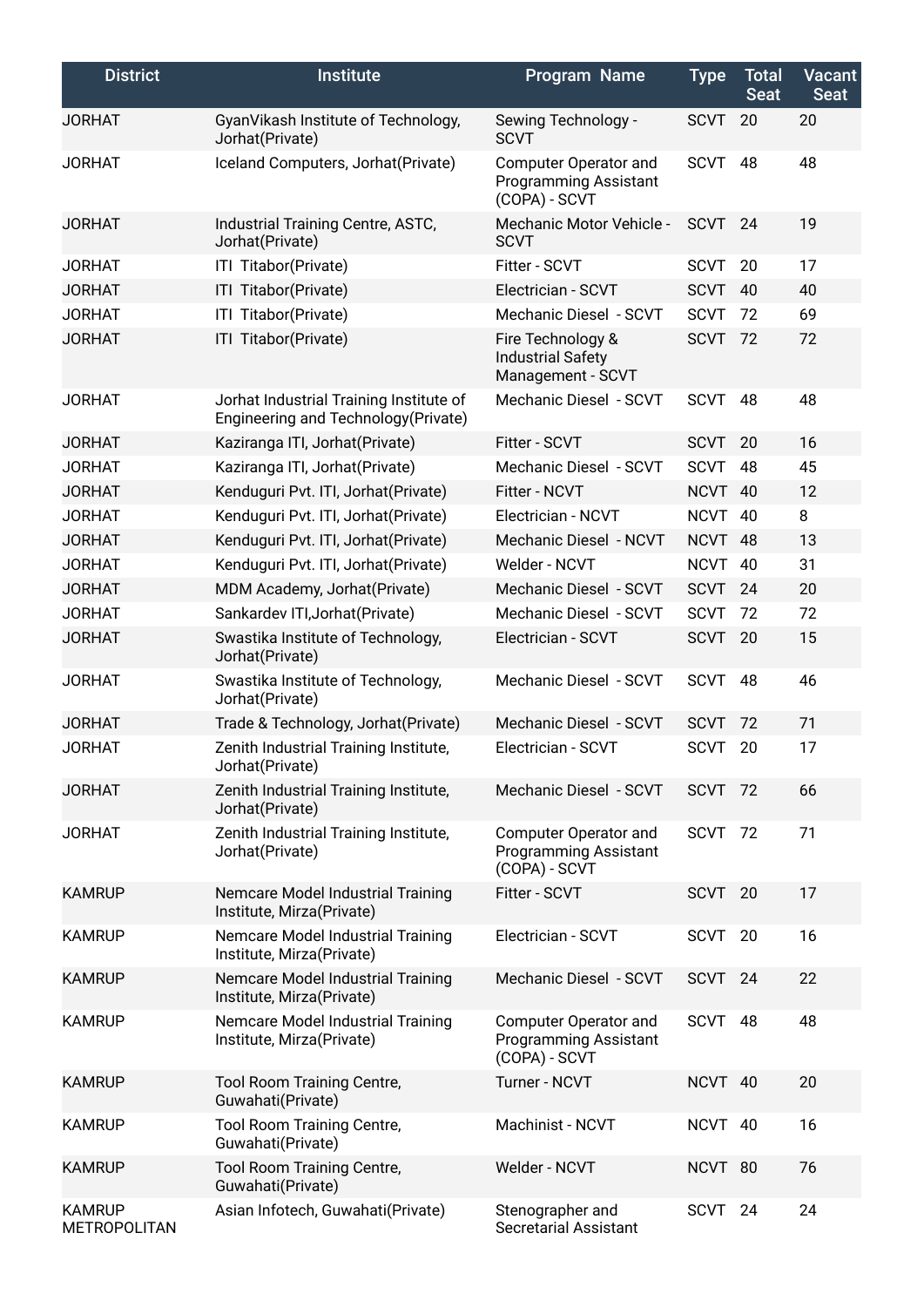| District | Institute | Program Name | Type | Total Seat | Vacant Seat |
|---|---|---|---|---|---|
| JORHAT | GyanVikash Institute of Technology, Jorhat(Private) | Sewing Technology - SCVT | SCVT | 20 | 20 |
| JORHAT | Iceland Computers, Jorhat(Private) | Computer Operator and Programming Assistant (COPA) - SCVT | SCVT | 48 | 48 |
| JORHAT | Industrial Training Centre, ASTC, Jorhat(Private) | Mechanic Motor Vehicle - SCVT | SCVT | 24 | 19 |
| JORHAT | ITI Titabor(Private) | Fitter - SCVT | SCVT | 20 | 17 |
| JORHAT | ITI Titabor(Private) | Electrician - SCVT | SCVT | 40 | 40 |
| JORHAT | ITI Titabor(Private) | Mechanic Diesel - SCVT | SCVT | 72 | 69 |
| JORHAT | ITI Titabor(Private) | Fire Technology & Industrial Safety Management - SCVT | SCVT | 72 | 72 |
| JORHAT | Jorhat Industrial Training Institute of Engineering and Technology(Private) | Mechanic Diesel - SCVT | SCVT | 48 | 48 |
| JORHAT | Kaziranga ITI, Jorhat(Private) | Fitter - SCVT | SCVT | 20 | 16 |
| JORHAT | Kaziranga ITI, Jorhat(Private) | Mechanic Diesel - SCVT | SCVT | 48 | 45 |
| JORHAT | Kenduguri Pvt. ITI, Jorhat(Private) | Fitter - NCVT | NCVT | 40 | 12 |
| JORHAT | Kenduguri Pvt. ITI, Jorhat(Private) | Electrician - NCVT | NCVT | 40 | 8 |
| JORHAT | Kenduguri Pvt. ITI, Jorhat(Private) | Mechanic Diesel - NCVT | NCVT | 48 | 13 |
| JORHAT | Kenduguri Pvt. ITI, Jorhat(Private) | Welder - NCVT | NCVT | 40 | 31 |
| JORHAT | MDM Academy, Jorhat(Private) | Mechanic Diesel - SCVT | SCVT | 24 | 20 |
| JORHAT | Sankardev ITI,Jorhat(Private) | Mechanic Diesel - SCVT | SCVT | 72 | 72 |
| JORHAT | Swastika Institute of Technology, Jorhat(Private) | Electrician - SCVT | SCVT | 20 | 15 |
| JORHAT | Swastika Institute of Technology, Jorhat(Private) | Mechanic Diesel - SCVT | SCVT | 48 | 46 |
| JORHAT | Trade & Technology, Jorhat(Private) | Mechanic Diesel - SCVT | SCVT | 72 | 71 |
| JORHAT | Zenith Industrial Training Institute, Jorhat(Private) | Electrician - SCVT | SCVT | 20 | 17 |
| JORHAT | Zenith Industrial Training Institute, Jorhat(Private) | Mechanic Diesel - SCVT | SCVT | 72 | 66 |
| JORHAT | Zenith Industrial Training Institute, Jorhat(Private) | Computer Operator and Programming Assistant (COPA) - SCVT | SCVT | 72 | 71 |
| KAMRUP | Nemcare Model Industrial Training Institute, Mirza(Private) | Fitter - SCVT | SCVT | 20 | 17 |
| KAMRUP | Nemcare Model Industrial Training Institute, Mirza(Private) | Electrician - SCVT | SCVT | 20 | 16 |
| KAMRUP | Nemcare Model Industrial Training Institute, Mirza(Private) | Mechanic Diesel - SCVT | SCVT | 24 | 22 |
| KAMRUP | Nemcare Model Industrial Training Institute, Mirza(Private) | Computer Operator and Programming Assistant (COPA) - SCVT | SCVT | 48 | 48 |
| KAMRUP | Tool Room Training Centre, Guwahati(Private) | Turner - NCVT | NCVT | 40 | 20 |
| KAMRUP | Tool Room Training Centre, Guwahati(Private) | Machinist - NCVT | NCVT | 40 | 16 |
| KAMRUP | Tool Room Training Centre, Guwahati(Private) | Welder - NCVT | NCVT | 80 | 76 |
| KAMRUP METROPOLITAN | Asian Infotech, Guwahati(Private) | Stenographer and Secretarial Assistant | SCVT | 24 | 24 |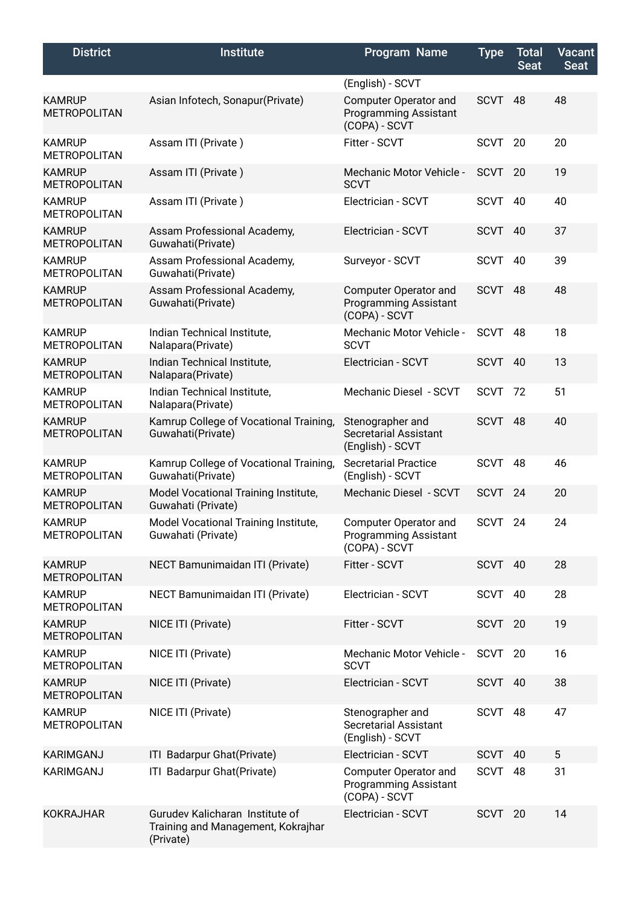| District | Institute | Program Name | Type | Total Seat | Vacant Seat |
|---|---|---|---|---|---|
| | | (English) - SCVT | | | |
| KAMRUP METROPOLITAN | Asian Infotech, Sonapur(Private) | Computer Operator and Programming Assistant (COPA) - SCVT | SCVT | 48 | 48 |
| KAMRUP METROPOLITAN | Assam ITI (Private ) | Fitter - SCVT | SCVT | 20 | 20 |
| KAMRUP METROPOLITAN | Assam ITI (Private ) | Mechanic Motor Vehicle - SCVT | SCVT | 20 | 19 |
| KAMRUP METROPOLITAN | Assam ITI (Private ) | Electrician - SCVT | SCVT | 40 | 40 |
| KAMRUP METROPOLITAN | Assam Professional Academy, Guwahati(Private) | Electrician - SCVT | SCVT | 40 | 37 |
| KAMRUP METROPOLITAN | Assam Professional Academy, Guwahati(Private) | Surveyor - SCVT | SCVT | 40 | 39 |
| KAMRUP METROPOLITAN | Assam Professional Academy, Guwahati(Private) | Computer Operator and Programming Assistant (COPA) - SCVT | SCVT | 48 | 48 |
| KAMRUP METROPOLITAN | Indian Technical Institute, Nalapara(Private) | Mechanic Motor Vehicle - SCVT | SCVT | 48 | 18 |
| KAMRUP METROPOLITAN | Indian Technical Institute, Nalapara(Private) | Electrician - SCVT | SCVT | 40 | 13 |
| KAMRUP METROPOLITAN | Indian Technical Institute, Nalapara(Private) | Mechanic Diesel - SCVT | SCVT | 72 | 51 |
| KAMRUP METROPOLITAN | Kamrup College of Vocational Training, Guwahati(Private) | Stenographer and Secretarial Assistant (English) - SCVT | SCVT | 48 | 40 |
| KAMRUP METROPOLITAN | Kamrup College of Vocational Training, Guwahati(Private) | Secretarial Practice (English) - SCVT | SCVT | 48 | 46 |
| KAMRUP METROPOLITAN | Model Vocational Training Institute, Guwahati (Private) | Mechanic Diesel - SCVT | SCVT | 24 | 20 |
| KAMRUP METROPOLITAN | Model Vocational Training Institute, Guwahati (Private) | Computer Operator and Programming Assistant (COPA) - SCVT | SCVT | 24 | 24 |
| KAMRUP METROPOLITAN | NECT Bamunimaidan ITI (Private) | Fitter - SCVT | SCVT | 40 | 28 |
| KAMRUP METROPOLITAN | NECT Bamunimaidan ITI (Private) | Electrician - SCVT | SCVT | 40 | 28 |
| KAMRUP METROPOLITAN | NICE ITI (Private) | Fitter - SCVT | SCVT | 20 | 19 |
| KAMRUP METROPOLITAN | NICE ITI (Private) | Mechanic Motor Vehicle - SCVT | SCVT | 20 | 16 |
| KAMRUP METROPOLITAN | NICE ITI (Private) | Electrician - SCVT | SCVT | 40 | 38 |
| KAMRUP METROPOLITAN | NICE ITI (Private) | Stenographer and Secretarial Assistant (English) - SCVT | SCVT | 48 | 47 |
| KARIMGANJ | ITI Badarpur Ghat(Private) | Electrician - SCVT | SCVT | 40 | 5 |
| KARIMGANJ | ITI Badarpur Ghat(Private) | Computer Operator and Programming Assistant (COPA) - SCVT | SCVT | 48 | 31 |
| KOKRAJHAR | Gurudev Kalicharan Institute of Training and Management, Kokrajhar (Private) | Electrician - SCVT | SCVT | 20 | 14 |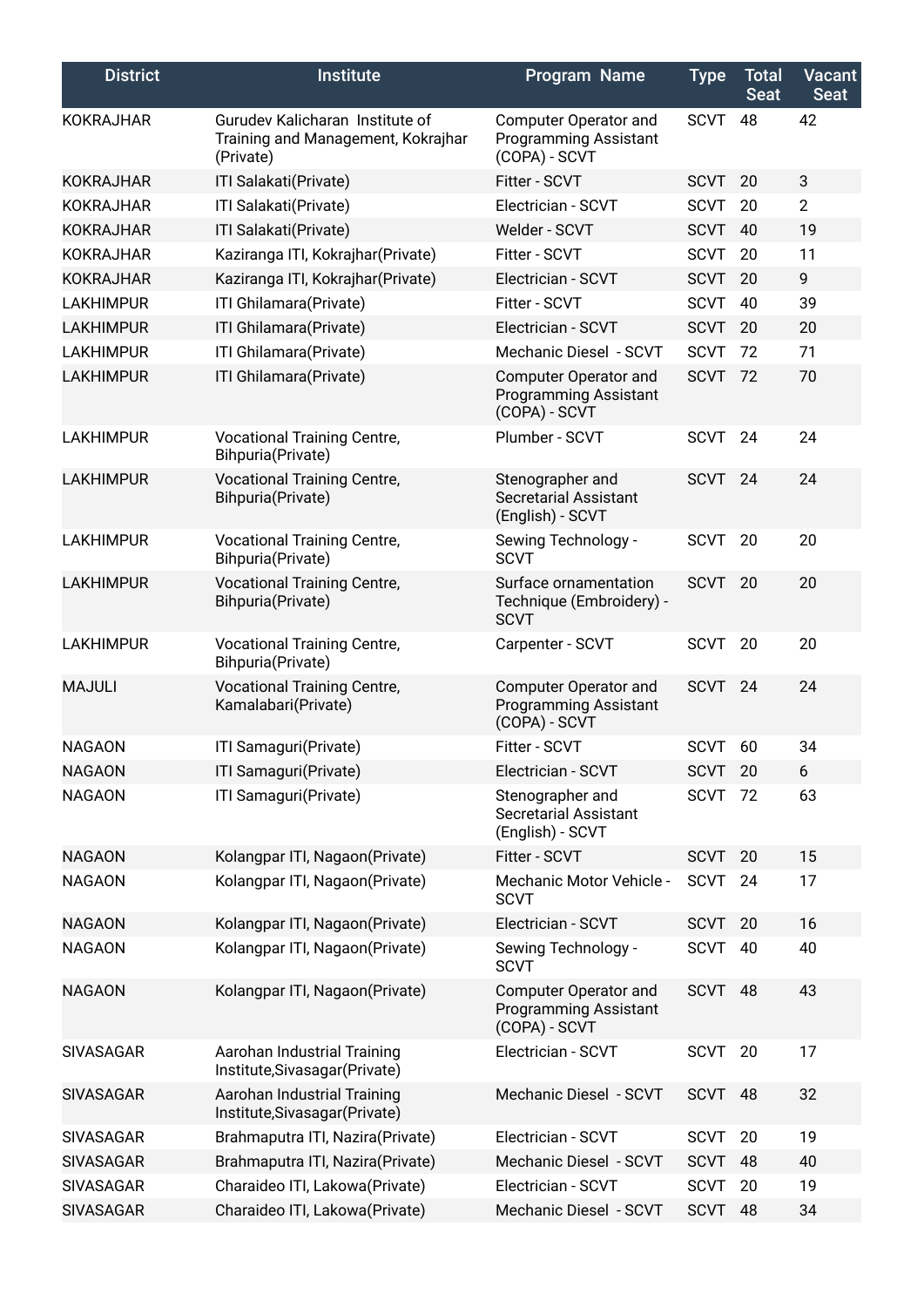| District | Institute | Program Name | Type | Total Seat | Vacant Seat |
| --- | --- | --- | --- | --- | --- |
| KOKRAJHAR | Gurudev Kalicharan Institute of Training and Management, Kokrajhar (Private) | Computer Operator and Programming Assistant (COPA) - SCVT | SCVT | 48 | 42 |
| KOKRAJHAR | ITI Salakati(Private) | Fitter - SCVT | SCVT | 20 | 3 |
| KOKRAJHAR | ITI Salakati(Private) | Electrician - SCVT | SCVT | 20 | 2 |
| KOKRAJHAR | ITI Salakati(Private) | Welder - SCVT | SCVT | 40 | 19 |
| KOKRAJHAR | Kaziranga ITI, Kokrajhar(Private) | Fitter - SCVT | SCVT | 20 | 11 |
| KOKRAJHAR | Kaziranga ITI, Kokrajhar(Private) | Electrician - SCVT | SCVT | 20 | 9 |
| LAKHIMPUR | ITI Ghilamara(Private) | Fitter - SCVT | SCVT | 40 | 39 |
| LAKHIMPUR | ITI Ghilamara(Private) | Electrician - SCVT | SCVT | 20 | 20 |
| LAKHIMPUR | ITI Ghilamara(Private) | Mechanic Diesel - SCVT | SCVT | 72 | 71 |
| LAKHIMPUR | ITI Ghilamara(Private) | Computer Operator and Programming Assistant (COPA) - SCVT | SCVT | 72 | 70 |
| LAKHIMPUR | Vocational Training Centre, Bihpuria(Private) | Plumber - SCVT | SCVT | 24 | 24 |
| LAKHIMPUR | Vocational Training Centre, Bihpuria(Private) | Stenographer and Secretarial Assistant (English) - SCVT | SCVT | 24 | 24 |
| LAKHIMPUR | Vocational Training Centre, Bihpuria(Private) | Sewing Technology - SCVT | SCVT | 20 | 20 |
| LAKHIMPUR | Vocational Training Centre, Bihpuria(Private) | Surface ornamentation Technique (Embroidery) - SCVT | SCVT | 20 | 20 |
| LAKHIMPUR | Vocational Training Centre, Bihpuria(Private) | Carpenter - SCVT | SCVT | 20 | 20 |
| MAJULI | Vocational Training Centre, Kamalabari(Private) | Computer Operator and Programming Assistant (COPA) - SCVT | SCVT | 24 | 24 |
| NAGAON | ITI Samaguri(Private) | Fitter - SCVT | SCVT | 60 | 34 |
| NAGAON | ITI Samaguri(Private) | Electrician - SCVT | SCVT | 20 | 6 |
| NAGAON | ITI Samaguri(Private) | Stenographer and Secretarial Assistant (English) - SCVT | SCVT | 72 | 63 |
| NAGAON | Kolangpar ITI, Nagaon(Private) | Fitter - SCVT | SCVT | 20 | 15 |
| NAGAON | Kolangpar ITI, Nagaon(Private) | Mechanic Motor Vehicle - SCVT | SCVT | 24 | 17 |
| NAGAON | Kolangpar ITI, Nagaon(Private) | Electrician - SCVT | SCVT | 20 | 16 |
| NAGAON | Kolangpar ITI, Nagaon(Private) | Sewing Technology - SCVT | SCVT | 40 | 40 |
| NAGAON | Kolangpar ITI, Nagaon(Private) | Computer Operator and Programming Assistant (COPA) - SCVT | SCVT | 48 | 43 |
| SIVASAGAR | Aarohan Industrial Training Institute,Sivasagar(Private) | Electrician - SCVT | SCVT | 20 | 17 |
| SIVASAGAR | Aarohan Industrial Training Institute,Sivasagar(Private) | Mechanic Diesel - SCVT | SCVT | 48 | 32 |
| SIVASAGAR | Brahmaputra ITI, Nazira(Private) | Electrician - SCVT | SCVT | 20 | 19 |
| SIVASAGAR | Brahmaputra ITI, Nazira(Private) | Mechanic Diesel - SCVT | SCVT | 48 | 40 |
| SIVASAGAR | Charaideo ITI, Lakowa(Private) | Electrician - SCVT | SCVT | 20 | 19 |
| SIVASAGAR | Charaideo ITI, Lakowa(Private) | Mechanic Diesel - SCVT | SCVT | 48 | 34 |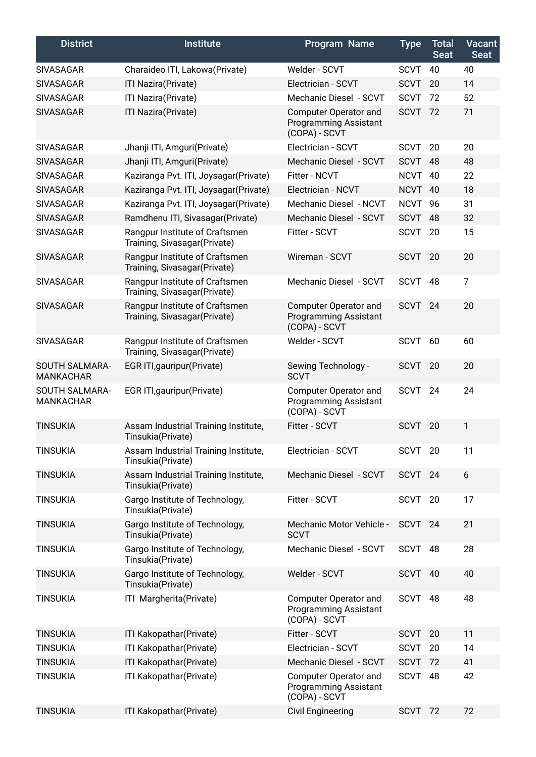| District | Institute | Program Name | Type | Total Seat | Vacant Seat |
|---|---|---|---|---|---|
| SIVASAGAR | Charaideo ITI, Lakowa(Private) | Welder - SCVT | SCVT | 40 | 40 |
| SIVASAGAR | ITI Nazira(Private) | Electrician - SCVT | SCVT | 20 | 14 |
| SIVASAGAR | ITI Nazira(Private) | Mechanic Diesel - SCVT | SCVT | 72 | 52 |
| SIVASAGAR | ITI Nazira(Private) | Computer Operator and Programming Assistant (COPA) - SCVT | SCVT | 72 | 71 |
| SIVASAGAR | Jhanji ITI, Amguri(Private) | Electrician - SCVT | SCVT | 20 | 20 |
| SIVASAGAR | Jhanji ITI, Amguri(Private) | Mechanic Diesel - SCVT | SCVT | 48 | 48 |
| SIVASAGAR | Kaziranga Pvt. ITI, Joysagar(Private) | Fitter - NCVT | NCVT | 40 | 22 |
| SIVASAGAR | Kaziranga Pvt. ITI, Joysagar(Private) | Electrician - NCVT | NCVT | 40 | 18 |
| SIVASAGAR | Kaziranga Pvt. ITI, Joysagar(Private) | Mechanic Diesel - NCVT | NCVT | 96 | 31 |
| SIVASAGAR | Ramdhenu ITI, Sivasagar(Private) | Mechanic Diesel - SCVT | SCVT | 48 | 32 |
| SIVASAGAR | Rangpur Institute of Craftsmen Training, Sivasagar(Private) | Fitter - SCVT | SCVT | 20 | 15 |
| SIVASAGAR | Rangpur Institute of Craftsmen Training, Sivasagar(Private) | Wireman - SCVT | SCVT | 20 | 20 |
| SIVASAGAR | Rangpur Institute of Craftsmen Training, Sivasagar(Private) | Mechanic Diesel - SCVT | SCVT | 48 | 7 |
| SIVASAGAR | Rangpur Institute of Craftsmen Training, Sivasagar(Private) | Computer Operator and Programming Assistant (COPA) - SCVT | SCVT | 24 | 20 |
| SIVASAGAR | Rangpur Institute of Craftsmen Training, Sivasagar(Private) | Welder - SCVT | SCVT | 60 | 60 |
| SOUTH SALMARA-MANKACHAR | EGR ITI,gauripur(Private) | Sewing Technology - SCVT | SCVT | 20 | 20 |
| SOUTH SALMARA-MANKACHAR | EGR ITI,gauripur(Private) | Computer Operator and Programming Assistant (COPA) - SCVT | SCVT | 24 | 24 |
| TINSUKIA | Assam Industrial Training Institute, Tinsukia(Private) | Fitter - SCVT | SCVT | 20 | 1 |
| TINSUKIA | Assam Industrial Training Institute, Tinsukia(Private) | Electrician - SCVT | SCVT | 20 | 11 |
| TINSUKIA | Assam Industrial Training Institute, Tinsukia(Private) | Mechanic Diesel - SCVT | SCVT | 24 | 6 |
| TINSUKIA | Gargo Institute of Technology, Tinsukia(Private) | Fitter - SCVT | SCVT | 20 | 17 |
| TINSUKIA | Gargo Institute of Technology, Tinsukia(Private) | Mechanic Motor Vehicle - SCVT | SCVT | 24 | 21 |
| TINSUKIA | Gargo Institute of Technology, Tinsukia(Private) | Mechanic Diesel - SCVT | SCVT | 48 | 28 |
| TINSUKIA | Gargo Institute of Technology, Tinsukia(Private) | Welder - SCVT | SCVT | 40 | 40 |
| TINSUKIA | ITI Margherita(Private) | Computer Operator and Programming Assistant (COPA) - SCVT | SCVT | 48 | 48 |
| TINSUKIA | ITI Kakopathar(Private) | Fitter - SCVT | SCVT | 20 | 11 |
| TINSUKIA | ITI Kakopathar(Private) | Electrician - SCVT | SCVT | 20 | 14 |
| TINSUKIA | ITI Kakopathar(Private) | Mechanic Diesel - SCVT | SCVT | 72 | 41 |
| TINSUKIA | ITI Kakopathar(Private) | Computer Operator and Programming Assistant (COPA) - SCVT | SCVT | 48 | 42 |
| TINSUKIA | ITI Kakopathar(Private) | Civil Engineering | SCVT | 72 | 72 |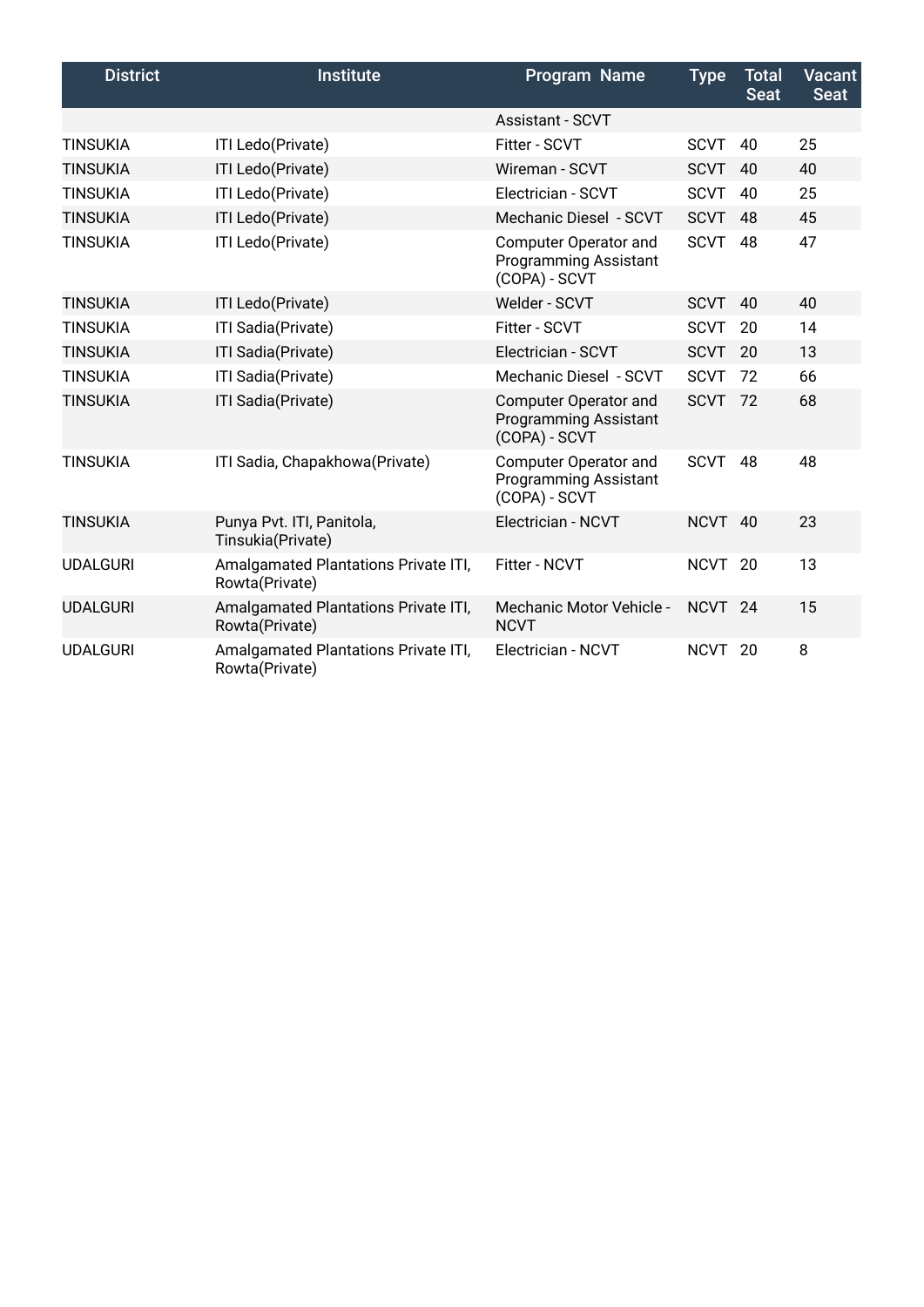| District | Institute | Program  Name | Type | Total Seat | Vacant Seat |
|---|---|---|---|---|---|
| | | Assistant - SCVT | | | |
| TINSUKIA | ITI Ledo(Private) | Fitter - SCVT | SCVT | 40 | 25 |
| TINSUKIA | ITI Ledo(Private) | Wireman - SCVT | SCVT | 40 | 40 |
| TINSUKIA | ITI Ledo(Private) | Electrician - SCVT | SCVT | 40 | 25 |
| TINSUKIA | ITI Ledo(Private) | Mechanic Diesel  - SCVT | SCVT | 48 | 45 |
| TINSUKIA | ITI Ledo(Private) | Computer Operator and Programming Assistant (COPA) - SCVT | SCVT | 48 | 47 |
| TINSUKIA | ITI Ledo(Private) | Welder - SCVT | SCVT | 40 | 40 |
| TINSUKIA | ITI Sadia(Private) | Fitter - SCVT | SCVT | 20 | 14 |
| TINSUKIA | ITI Sadia(Private) | Electrician - SCVT | SCVT | 20 | 13 |
| TINSUKIA | ITI Sadia(Private) | Mechanic Diesel  - SCVT | SCVT | 72 | 66 |
| TINSUKIA | ITI Sadia(Private) | Computer Operator and Programming Assistant (COPA) - SCVT | SCVT | 72 | 68 |
| TINSUKIA | ITI Sadia, Chapakhowa(Private) | Computer Operator and Programming Assistant (COPA) - SCVT | SCVT | 48 | 48 |
| TINSUKIA | Punya Pvt. ITI, Panitola, Tinsukia(Private) | Electrician - NCVT | NCVT | 40 | 23 |
| UDALGURI | Amalgamated Plantations Private ITI, Rowta(Private) | Fitter - NCVT | NCVT | 20 | 13 |
| UDALGURI | Amalgamated Plantations Private ITI, Rowta(Private) | Mechanic Motor Vehicle - NCVT | NCVT | 24 | 15 |
| UDALGURI | Amalgamated Plantations Private ITI, Rowta(Private) | Electrician - NCVT | NCVT | 20 | 8 |